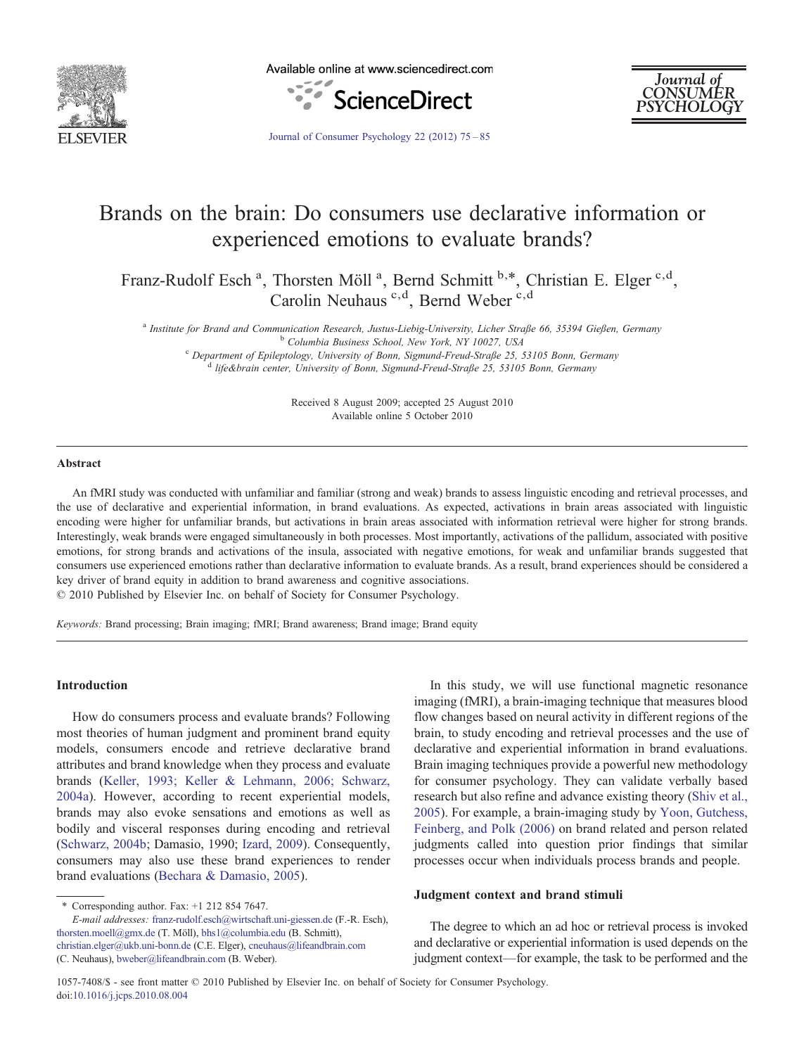# Brands on the brain: Do consumers use declarative information or experienced emotions to evaluate brands?

Franz-Rudolf Esch [a], Thorsten Möll [a], Bernd Schmitt [b,*], Christian E. Elger [c,d], Carolin Neuhaus [c,d], Bernd Weber [c,d]

[a] Institute for Brand and Communication Research, Justus-Liebig-University, Licher Straße 66, 35394 Gießen, Germany
[b] Columbia Business School, New York, NY 10027, USA
[c] Department of Epileptology, University of Bonn, Sigmund-Freud-Straße 25, 53105 Bonn, Germany
[d] life&brain center, University of Bonn, Sigmund-Freud-Straße 25, 53105 Bonn, Germany

Received 8 August 2009; accepted 25 August 2010
Available online 5 October 2010

## Abstract

An fMRI study was conducted with unfamiliar and familiar (strong and weak) brands to assess linguistic encoding and retrieval processes, and the use of declarative and experiential information, in brand evaluations. As expected, activations in brain areas associated with linguistic encoding were higher for unfamiliar brands, but activations in brain areas associated with information retrieval were higher for strong brands. Interestingly, weak brands were engaged simultaneously in both processes. Most importantly, activations of the pallidum, associated with positive emotions, for strong brands and activations of the insula, associated with negative emotions, for weak and unfamiliar brands suggested that consumers use experienced emotions rather than declarative information to evaluate brands. As a result, brand experiences should be considered a key driver of brand equity in addition to brand awareness and cognitive associations.
© 2010 Published by Elsevier Inc. on behalf of Society for Consumer Psychology.

*Keywords:* Brand processing; Brain imaging; fMRI; Brand awareness; Brand image; Brand equity

## Introduction

How do consumers process and evaluate brands? Following most theories of human judgment and prominent brand equity models, consumers encode and retrieve declarative brand attributes and brand knowledge when they process and evaluate brands (Keller, 1993; Keller & Lehmann, 2006; Schwarz, 2004a). However, according to recent experiential models, brands may also evoke sensations and emotions as well as bodily and visceral responses during encoding and retrieval (Schwarz, 2004b; Damasio, 1990; Izard, 2009). Consequently, consumers may also use these brand experiences to render brand evaluations (Bechara & Damasio, 2005).

In this study, we will use functional magnetic resonance imaging (fMRI), a brain-imaging technique that measures blood flow changes based on neural activity in different regions of the brain, to study encoding and retrieval processes and the use of declarative and experiential information in brand evaluations. Brain imaging techniques provide a powerful new methodology for consumer psychology. They can validate verbally based research but also refine and advance existing theory (Shiv et al., 2005). For example, a brain-imaging study by Yoon, Gutchess, Feinberg, and Polk (2006) on brand related and person related judgments called into question prior findings that similar processes occur when individuals process brands and people.

### Judgment context and brand stimuli

The degree to which an ad hoc or retrieval process is invoked and declarative or experiential information is used depends on the judgment context—for example, the task to be performed and the

\* Corresponding author. Fax: +1 212 854 7647.
*E-mail addresses:* franz-rudolf.esch@wirtschaft.uni-giessen.de (F.-R. Esch), thorsten.moell@gmx.de (T. Möll), bhs1@columbia.edu (B. Schmitt), christian.elger@ukb.uni-bonn.de (C.E. Elger), cneuhaus@lifeandbrain.com (C. Neuhaus), bweber@lifeandbrain.com (B. Weber).

1057-7408/$ - see front matter © 2010 Published by Elsevier Inc. on behalf of Society for Consumer Psychology.
doi:10.1016/j.jcps.2010.08.004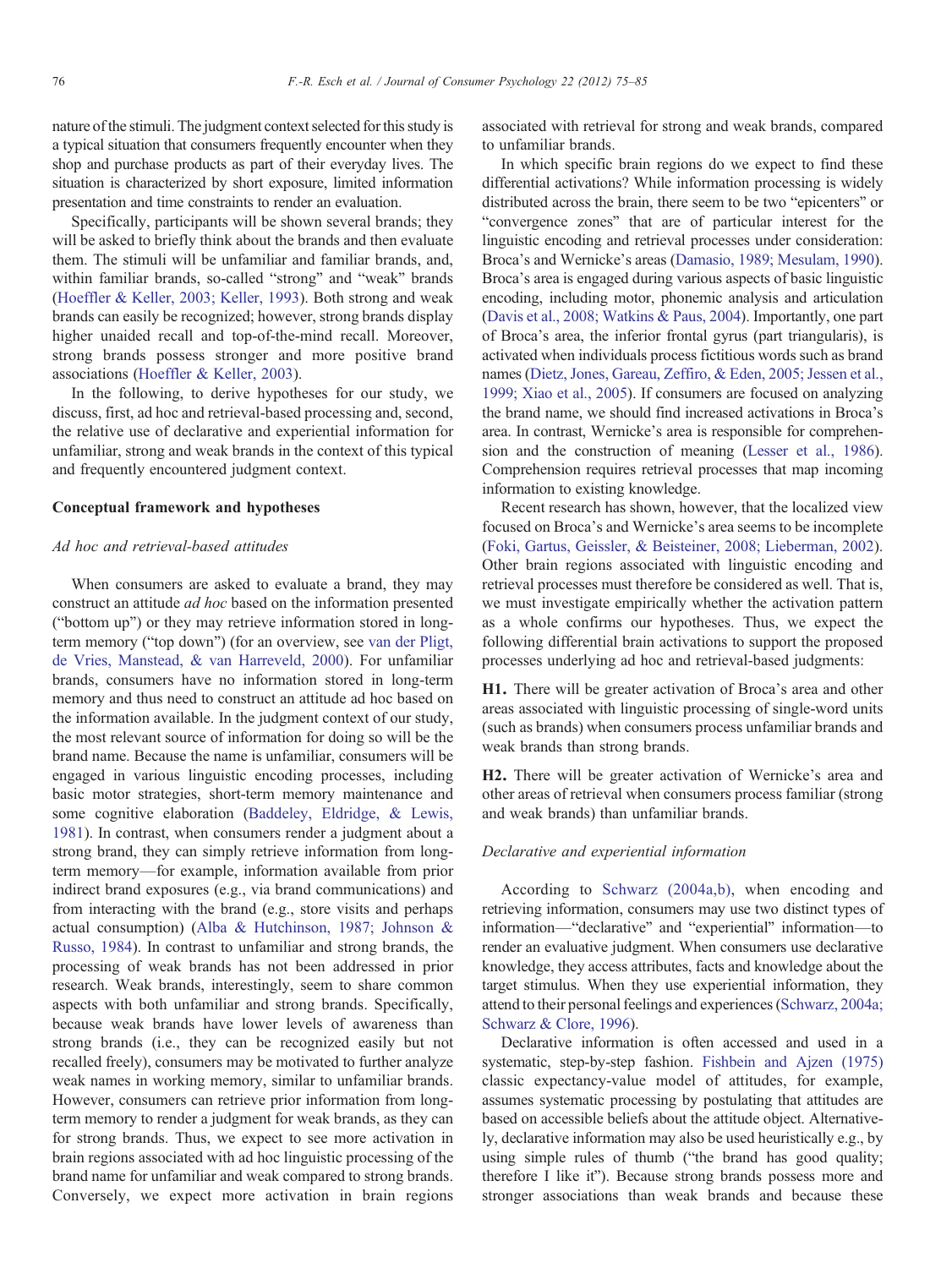nature of the stimuli. The judgment context selected for this study is a typical situation that consumers frequently encounter when they shop and purchase products as part of their everyday lives. The situation is characterized by short exposure, limited information presentation and time constraints to render an evaluation.

Specifically, participants will be shown several brands; they will be asked to briefly think about the brands and then evaluate them. The stimuli will be unfamiliar and familiar brands, and, within familiar brands, so-called "strong" and "weak" brands (Hoeffler & Keller, 2003; Keller, 1993). Both strong and weak brands can easily be recognized; however, strong brands display higher unaided recall and top-of-the-mind recall. Moreover, strong brands possess stronger and more positive brand associations (Hoeffler & Keller, 2003).

In the following, to derive hypotheses for our study, we discuss, first, ad hoc and retrieval-based processing and, second, the relative use of declarative and experiential information for unfamiliar, strong and weak brands in the context of this typical and frequently encountered judgment context.

## Conceptual framework and hypotheses

### *Ad hoc and retrieval-based attitudes*

When consumers are asked to evaluate a brand, they may construct an attitude *ad hoc* based on the information presented ("bottom up") or they may retrieve information stored in long-term memory ("top down") (for an overview, see van der Pligt, de Vries, Manstead, & van Harreveld, 2000). For unfamiliar brands, consumers have no information stored in long-term memory and thus need to construct an attitude ad hoc based on the information available. In the judgment context of our study, the most relevant source of information for doing so will be the brand name. Because the name is unfamiliar, consumers will be engaged in various linguistic encoding processes, including basic motor strategies, short-term memory maintenance and some cognitive elaboration (Baddeley, Eldridge, & Lewis, 1981). In contrast, when consumers render a judgment about a strong brand, they can simply retrieve information from long-term memory—for example, information available from prior indirect brand exposures (e.g., via brand communications) and from interacting with the brand (e.g., store visits and perhaps actual consumption) (Alba & Hutchinson, 1987; Johnson & Russo, 1984). In contrast to unfamiliar and strong brands, the processing of weak brands has not been addressed in prior research. Weak brands, interestingly, seem to share common aspects with both unfamiliar and strong brands. Specifically, because weak brands have lower levels of awareness than strong brands (i.e., they can be recognized easily but not recalled freely), consumers may be motivated to further analyze weak names in working memory, similar to unfamiliar brands. However, consumers can retrieve prior information from long-term memory to render a judgment for weak brands, as they can for strong brands. Thus, we expect to see more activation in brain regions associated with ad hoc linguistic processing of the brand name for unfamiliar and weak compared to strong brands. Conversely, we expect more activation in brain regions associated with retrieval for strong and weak brands, compared to unfamiliar brands.

In which specific brain regions do we expect to find these differential activations? While information processing is widely distributed across the brain, there seem to be two "epicenters" or "convergence zones" that are of particular interest for the linguistic encoding and retrieval processes under consideration: Broca's and Wernicke's areas (Damasio, 1989; Mesulam, 1990). Broca's area is engaged during various aspects of basic linguistic encoding, including motor, phonemic analysis and articulation (Davis et al., 2008; Watkins & Paus, 2004). Importantly, one part of Broca's area, the inferior frontal gyrus (part triangularis), is activated when individuals process fictitious words such as brand names (Dietz, Jones, Gareau, Zeffiro, & Eden, 2005; Jessen et al., 1999; Xiao et al., 2005). If consumers are focused on analyzing the brand name, we should find increased activations in Broca's area. In contrast, Wernicke's area is responsible for comprehension and the construction of meaning (Lesser et al., 1986). Comprehension requires retrieval processes that map incoming information to existing knowledge.

Recent research has shown, however, that the localized view focused on Broca's and Wernicke's area seems to be incomplete (Foki, Gartus, Geissler, & Beisteiner, 2008; Lieberman, 2002). Other brain regions associated with linguistic encoding and retrieval processes must therefore be considered as well. That is, we must investigate empirically whether the activation pattern as a whole confirms our hypotheses. Thus, we expect the following differential brain activations to support the proposed processes underlying ad hoc and retrieval-based judgments:

**H1.** There will be greater activation of Broca's area and other areas associated with linguistic processing of single-word units (such as brands) when consumers process unfamiliar brands and weak brands than strong brands.

**H2.** There will be greater activation of Wernicke's area and other areas of retrieval when consumers process familiar (strong and weak brands) than unfamiliar brands.

### *Declarative and experiential information*

According to Schwarz (2004a,b), when encoding and retrieving information, consumers may use two distinct types of information—"declarative" and "experiential" information—to render an evaluative judgment. When consumers use declarative knowledge, they access attributes, facts and knowledge about the target stimulus. When they use experiential information, they attend to their personal feelings and experiences (Schwarz, 2004a; Schwarz & Clore, 1996).

Declarative information is often accessed and used in a systematic, step-by-step fashion. Fishbein and Ajzen (1975) classic expectancy-value model of attitudes, for example, assumes systematic processing by postulating that attitudes are based on accessible beliefs about the attitude object. Alternatively, declarative information may also be used heuristically e.g., by using simple rules of thumb ("the brand has good quality; therefore I like it"). Because strong brands possess more and stronger associations than weak brands and because these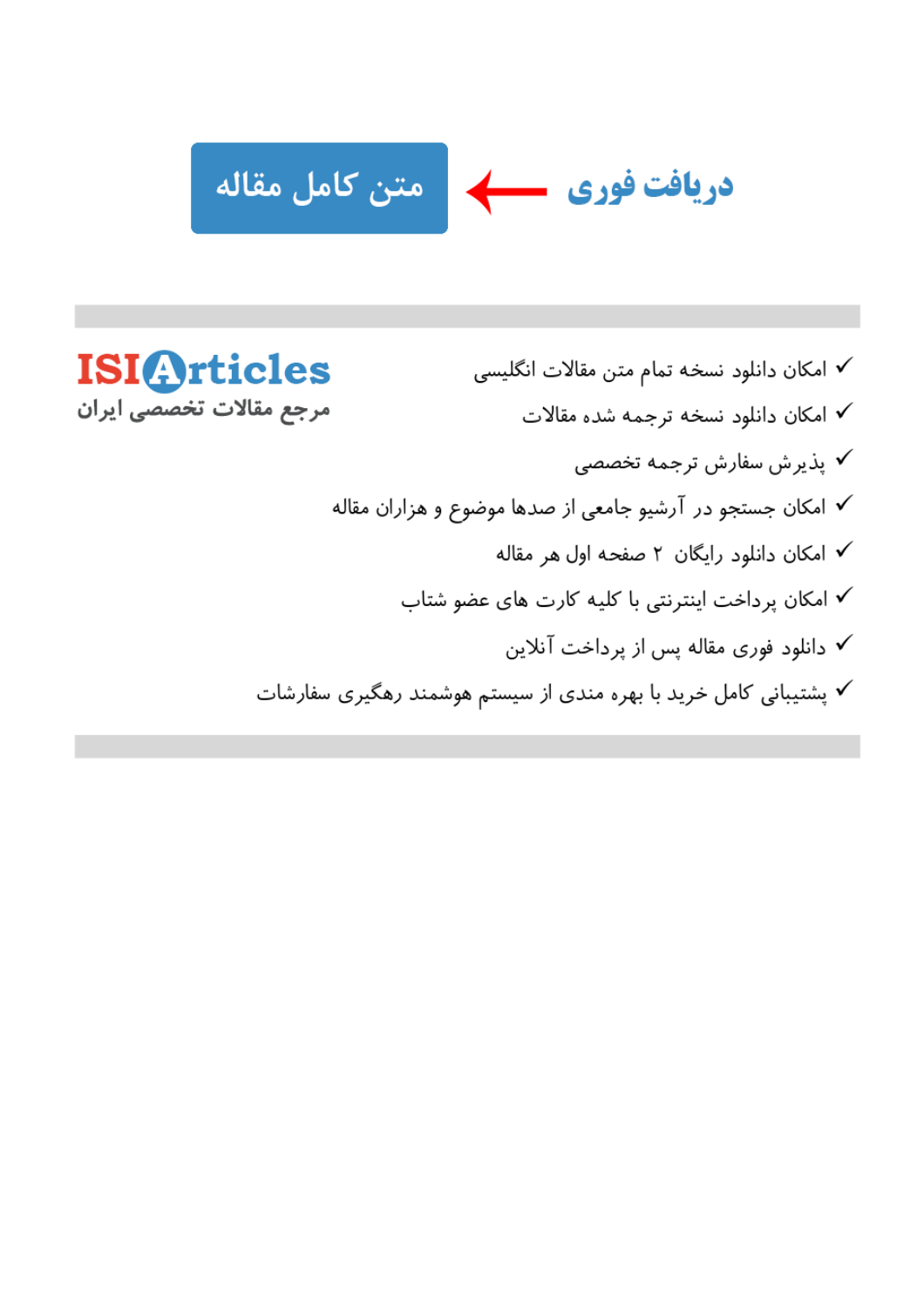دریافت فوری ← **متن کامل مقاله**

---

**ISIArticles**
مرجع مقالات تخصصی ایران

- ✓ امکان دانلود نسخه تمام متن مقالات انگلیسی
- ✓ امکان دانلود نسخه ترجمه شده مقالات
- ✓ پذیرش سفارش ترجمه تخصصی
- ✓ امکان جستجو در آرشیو جامعی از صدها موضوع و هزاران مقاله
- ✓ امکان دانلود رایگان ۲ صفحه اول هر مقاله
- ✓ امکان پرداخت اینترنتی با کلیه کارت های عضو شتاب
- ✓ دانلود فوری مقاله پس از پرداخت آنلاین
- ✓ پشتیبانی کامل خرید با بهره مندی از سیستم هوشمند رهگیری سفارشات

---